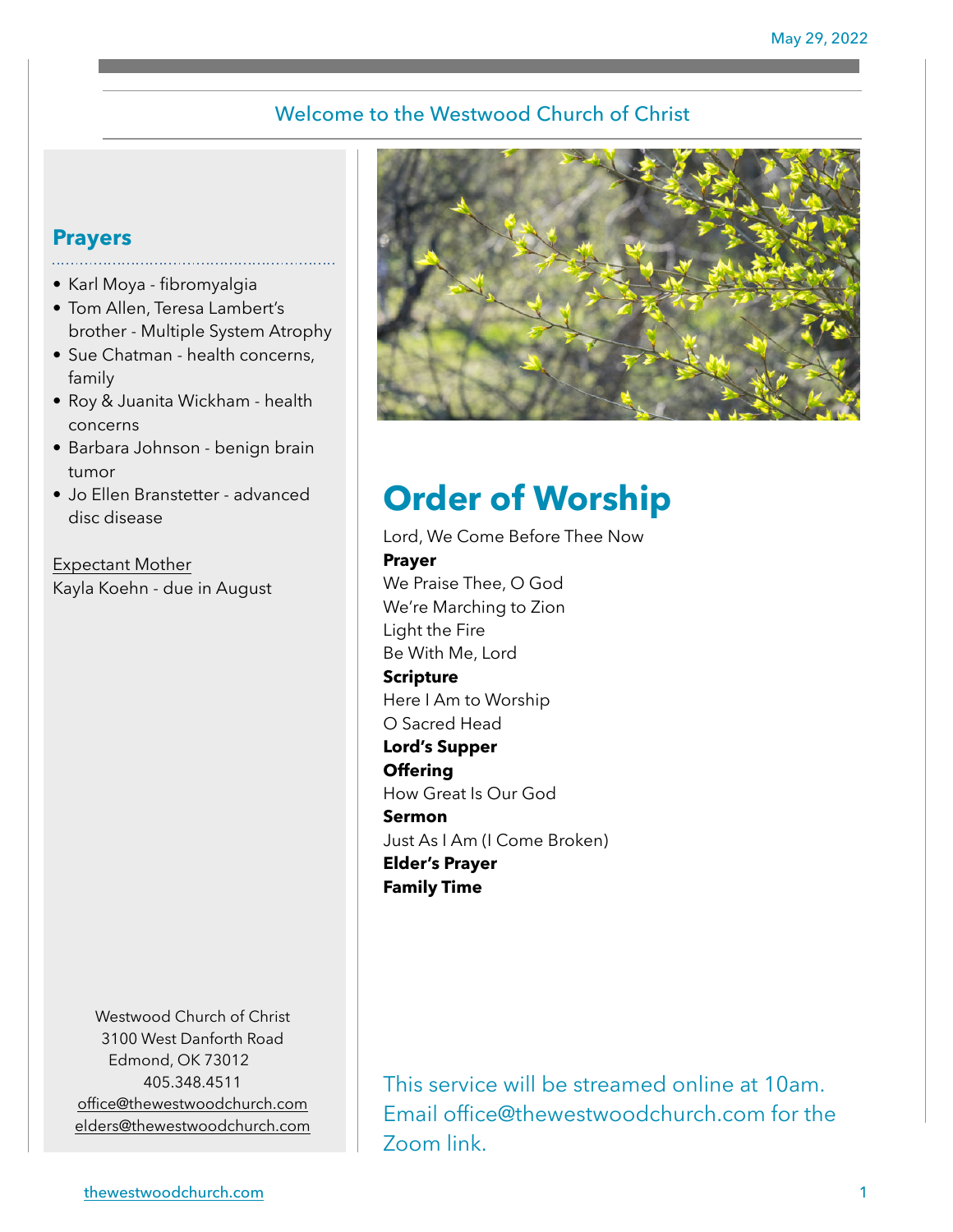May 29, 2022

## Welcome to the Westwood Church of Christ

### Prayers

- Karl Moya - fibromyalgia
- Tom Allen, Teresa Lambert's brother - Multiple System Atrophy
- Sue Chatman - health concerns, family
- Roy & Juanita Wickham - health concerns
- Barbara Johnson - benign brain tumor
- Jo Ellen Branstetter - advanced disc disease

Expectant Mother
Kayla Koehn - due in August

Westwood Church of Christ
3100 West Danforth Road
Edmond, OK 73012
405.348.4511
office@thewestwoodchurch.com
elders@thewestwoodchurch.com

# Order of Worship

Lord, We Come Before Thee Now
**Prayer**
We Praise Thee, O God
We're Marching to Zion
Light the Fire
Be With Me, Lord
**Scripture**
Here I Am to Worship
O Sacred Head
**Lord's Supper**
**Offering**
How Great Is Our God
**Sermon**
Just As I Am (I Come Broken)
**Elder's Prayer**
**Family Time**

This service will be streamed online at 10am. Email office@thewestwoodchurch.com for the Zoom link.

thewestwoodchurch.com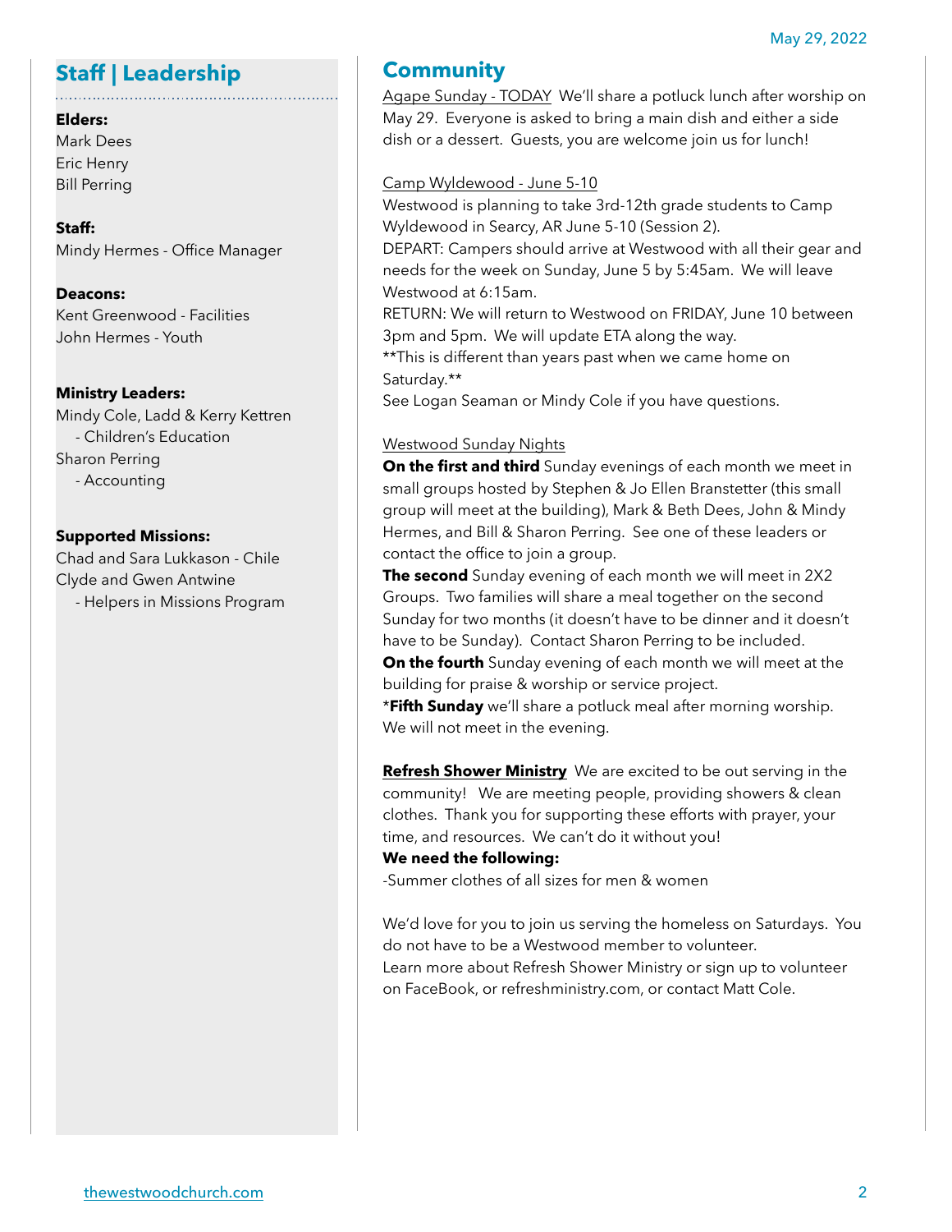## Staff | Leadership

**Elders:**
Mark Dees
Eric Henry
Bill Perring

**Staff:**
Mindy Hermes - Office Manager

**Deacons:**
Kent Greenwood - Facilities
John Hermes - Youth

**Ministry Leaders:**
Mindy Cole, Ladd & Kerry Kettren
- Children's Education

Sharon Perring
- Accounting

**Supported Missions:**
Chad and Sara Lukkason - Chile
Clyde and Gwen Antwine
- Helpers in Missions Program

## Community

Agape Sunday - TODAY We'll share a potluck lunch after worship on May 29. Everyone is asked to bring a main dish and either a side dish or a dessert. Guests, you are welcome join us for lunch!

Camp Wyldewood - June 5-10
Westwood is planning to take 3rd-12th grade students to Camp Wyldewood in Searcy, AR June 5-10 (Session 2).
DEPART: Campers should arrive at Westwood with all their gear and needs for the week on Sunday, June 5 by 5:45am. We will leave Westwood at 6:15am.
RETURN: We will return to Westwood on FRIDAY, June 10 between 3pm and 5pm. We will update ETA along the way.
**This is different than years past when we came home on Saturday.**
See Logan Seaman or Mindy Cole if you have questions.

Westwood Sunday Nights
**On the first and third** Sunday evenings of each month we meet in small groups hosted by Stephen & Jo Ellen Branstetter (this small group will meet at the building), Mark & Beth Dees, John & Mindy Hermes, and Bill & Sharon Perring. See one of these leaders or contact the office to join a group.
**The second** Sunday evening of each month we will meet in 2X2 Groups. Two families will share a meal together on the second Sunday for two months (it doesn't have to be dinner and it doesn't have to be Sunday). Contact Sharon Perring to be included.
**On the fourth** Sunday evening of each month we will meet at the building for praise & worship or service project.
\***Fifth Sunday** we'll share a potluck meal after morning worship. We will not meet in the evening.

**Refresh Shower Ministry** We are excited to be out serving in the community! We are meeting people, providing showers & clean clothes. Thank you for supporting these efforts with prayer, your time, and resources. We can't do it without you!
**We need the following:**
-Summer clothes of all sizes for men & women

We'd love for you to join us serving the homeless on Saturdays. You do not have to be a Westwood member to volunteer.
Learn more about Refresh Shower Ministry or sign up to volunteer on FaceBook, or refreshministry.com, or contact Matt Cole.